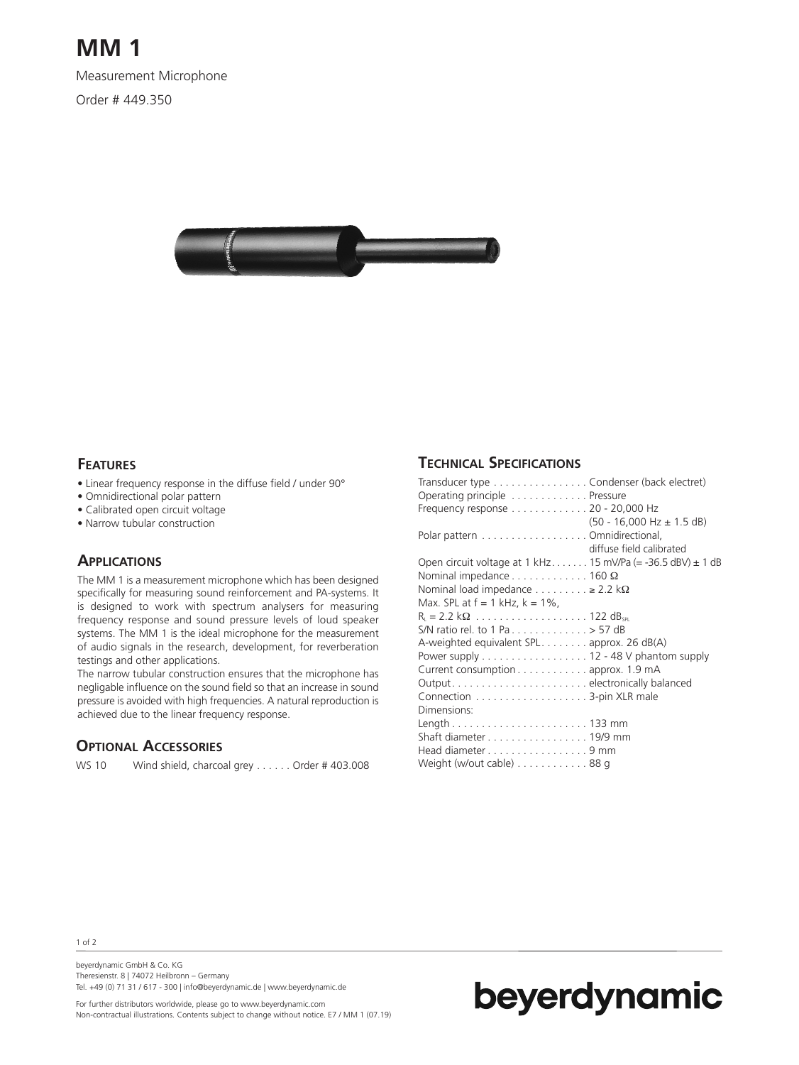# MM 1

Measurement Microphone

Order # 449.350

## Features

- Linear frequency response in the diffuse field / under 90°
- Omnidirectional polar pattern
- Calibrated open circuit voltage
- Narrow tubular construction

## Applications

The MM 1 is a measurement microphone which has been designed specifically for measuring sound reinforcement and PA-systems. It is designed to work with spectrum analysers for measuring frequency response and sound pressure levels of loud speaker systems. The MM 1 is the ideal microphone for the measurement of audio signals in the research, development, for reverberation testings and other applications.

The narrow tubular construction ensures that the microphone has negligable influence on the sound field so that an increase in sound pressure is avoided with high frequencies. A natural reproduction is achieved due to the linear frequency response.

## Optional Accessories

WS 10 Wind shield, charcoal grey . . . . . . Order # 403.008

## Technical Specifications

| | |
|---|---|
| Transducer type | Condenser (back electret) |
| Operating principle | Pressure |
| Frequency response | 20 - 20,000 Hz (50 - 16,000 Hz ± 1.5 dB) |
| Polar pattern | Omnidirectional, diffuse field calibrated |
| Open circuit voltage at 1 kHz | 15 mV/Pa (= -36.5 dBV) ± 1 dB |
| Nominal impedance | 160 Ω |
| Nominal load impedance | ≥ 2.2 kΩ |
| Max. SPL at f = 1 kHz, k = 1%, $R_L$ = 2.2 kΩ | 122 $dB_{SPL}$ |
| S/N ratio rel. to 1 Pa | > 57 dB |
| A-weighted equivalent SPL | approx. 26 dB(A) |
| Power supply | 12 - 48 V phantom supply |
| Current consumption | approx. 1.9 mA |
| Output | electronically balanced |
| Connection | 3-pin XLR male |
| Dimensions: | |
| Length | 133 mm |
| Shaft diameter | 19/9 mm |
| Head diameter | 9 mm |
| Weight (w/out cable) | 88 g |

beyerdynamic GmbH & Co. KG
Theresienstr. 8 | 74072 Heilbronn – Germany
Tel. +49 (0) 71 31 / 617 - 300 | info@beyerdynamic.de | www.beyerdynamic.de

For further distributors worldwide, please go to www.beyerdynamic.com
Non-contractual illustrations. Contents subject to change without notice. E7 / MM 1 (07.19)

beyerdynamic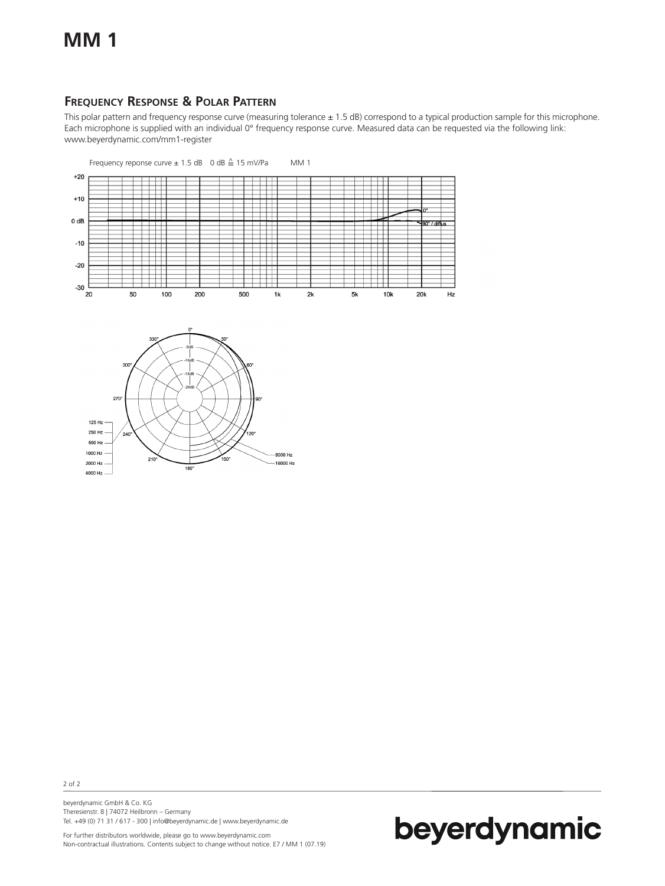# MM 1

## Frequency Response & Polar Pattern

This polar pattern and frequency response curve (measuring tolerance ± 1.5 dB) correspond to a typical production sample for this microphone. Each microphone is supplied with an individual 0° frequency response curve. Measured data can be requested via the following link: www.beyerdynamic.com/mm1-register

Frequency reponse curve ± 1.5 dB   0 dB ≙ 15 mV/Pa   MM 1

+20
+10
0 dB
-10
-20
-30
20 50 100 200 500 1k 2k 5k 10k 20k Hz
0°
90° / diffus

0°
330°
30°
300°
60°
270°
90°
240°
120°
210°
150°
180°
-5dB
-10dB
-15dB
-20dB
125 Hz
250 Hz
500 Hz
1000 Hz
2000 Hz
4000 Hz
8000 Hz
16000 Hz

beyerdynamic GmbH & Co. KG
Theresienstr. 8 | 74072 Heilbronn – Germany
Tel. +49 (0) 71 31 / 617 - 300 | info@beyerdynamic.de | www.beyerdynamic.de

For further distributors worldwide, please go to www.beyerdynamic.com
Non-contractual illustrations. Contents subject to change without notice. E7 / MM 1 (07.19)

beyerdynamic